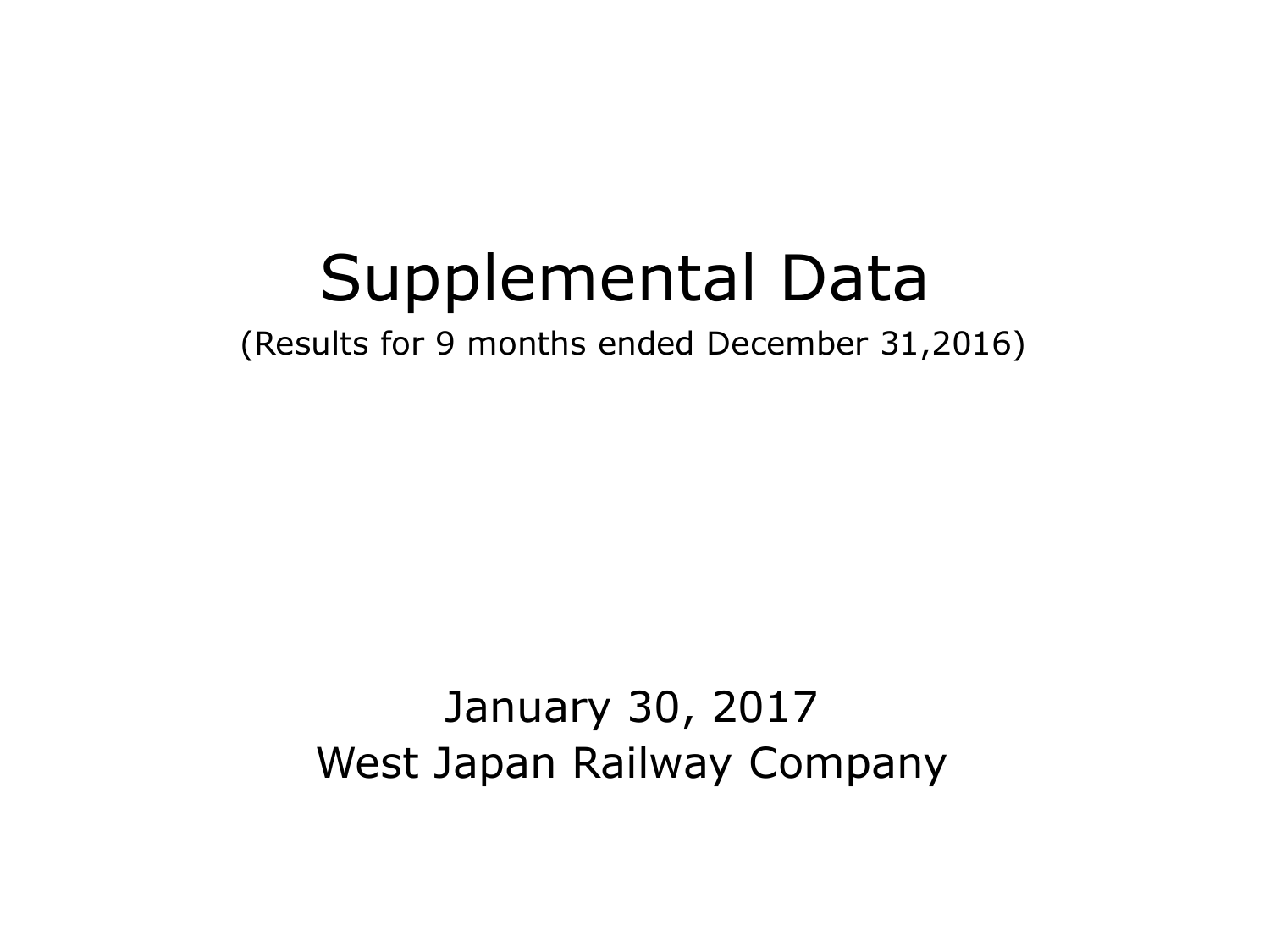# Supplemental Data

(Results for 9 months ended December 31,2016)

January 30, 2017

West Japan Railway Company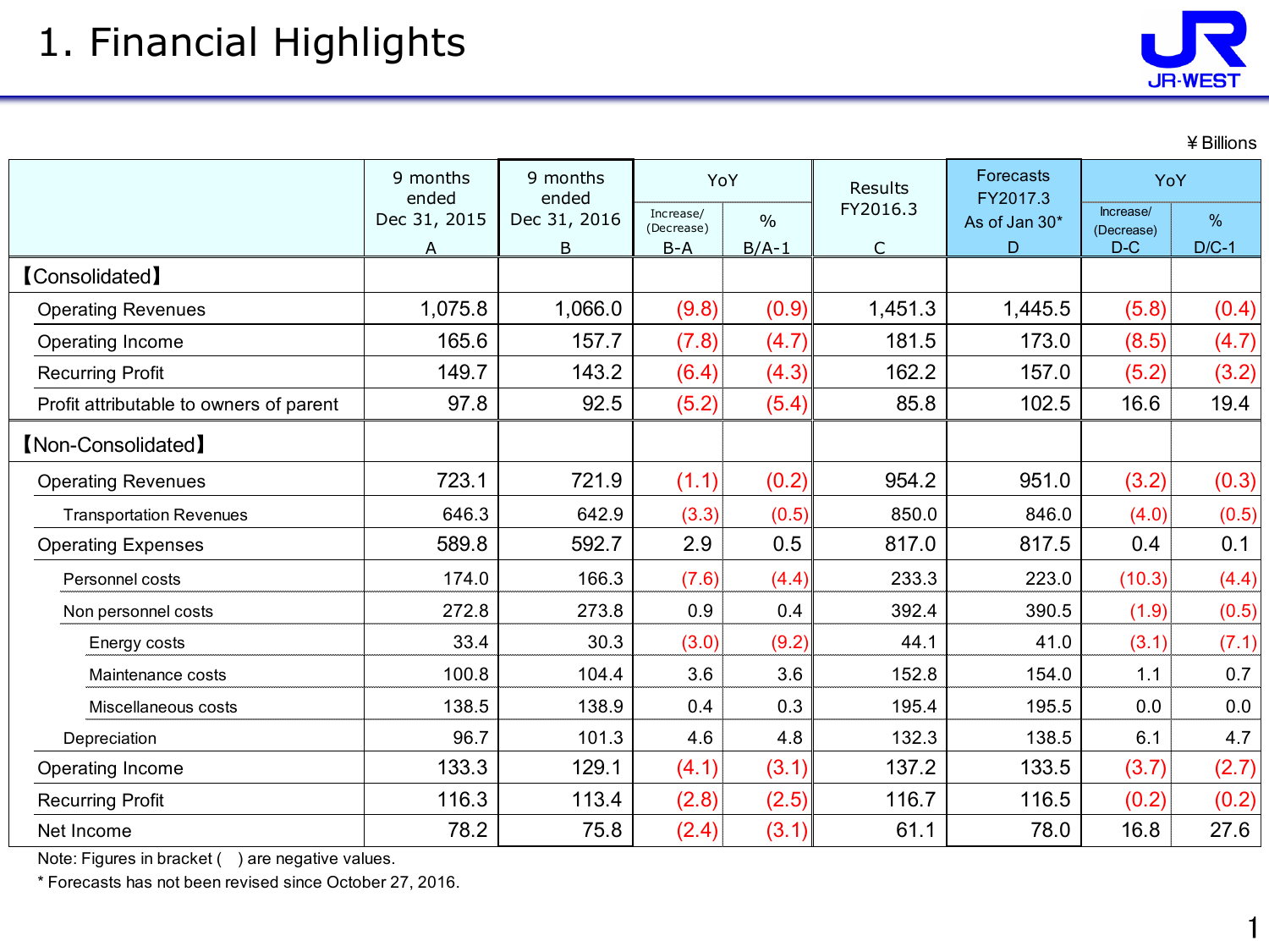# 1. Financial Highlights

¥ Billions

| | 9 months ended Dec 31, 2015 A | 9 months ended Dec 31, 2016 B | YoY Increase/ (Decrease) B-A | YoY % B/A-1 | Results FY2016.3 C | Forecasts FY2017.3 As of Jan 30* D | YoY Increase/ (Decrease) D-C | YoY % D/C-1 |
|---|---|---|---|---|---|---|---|---|
| 【Consolidated】 | | | | | | | | |
| Operating Revenues | 1,075.8 | 1,066.0 | (9.8) | (0.9) | 1,451.3 | 1,445.5 | (5.8) | (0.4) |
| Operating Income | 165.6 | 157.7 | (7.8) | (4.7) | 181.5 | 173.0 | (8.5) | (4.7) |
| Recurring Profit | 149.7 | 143.2 | (6.4) | (4.3) | 162.2 | 157.0 | (5.2) | (3.2) |
| Profit attributable to owners of parent | 97.8 | 92.5 | (5.2) | (5.4) | 85.8 | 102.5 | 16.6 | 19.4 |
| 【Non-Consolidated】 | | | | | | | | |
| Operating Revenues | 723.1 | 721.9 | (1.1) | (0.2) | 954.2 | 951.0 | (3.2) | (0.3) |
| Transportation Revenues | 646.3 | 642.9 | (3.3) | (0.5) | 850.0 | 846.0 | (4.0) | (0.5) |
| Operating Expenses | 589.8 | 592.7 | 2.9 | 0.5 | 817.0 | 817.5 | 0.4 | 0.1 |
| Personnel costs | 174.0 | 166.3 | (7.6) | (4.4) | 233.3 | 223.0 | (10.3) | (4.4) |
| Non personnel costs | 272.8 | 273.8 | 0.9 | 0.4 | 392.4 | 390.5 | (1.9) | (0.5) |
| Energy costs | 33.4 | 30.3 | (3.0) | (9.2) | 44.1 | 41.0 | (3.1) | (7.1) |
| Maintenance costs | 100.8 | 104.4 | 3.6 | 3.6 | 152.8 | 154.0 | 1.1 | 0.7 |
| Miscellaneous costs | 138.5 | 138.9 | 0.4 | 0.3 | 195.4 | 195.5 | 0.0 | 0.0 |
| Depreciation | 96.7 | 101.3 | 4.6 | 4.8 | 132.3 | 138.5 | 6.1 | 4.7 |
| Operating Income | 133.3 | 129.1 | (4.1) | (3.1) | 137.2 | 133.5 | (3.7) | (2.7) |
| Recurring Profit | 116.3 | 113.4 | (2.8) | (2.5) | 116.7 | 116.5 | (0.2) | (0.2) |
| Net Income | 78.2 | 75.8 | (2.4) | (3.1) | 61.1 | 78.0 | 16.8 | 27.6 |

Note: Figures in bracket ( ) are negative values.

* Forecasts has not been revised since October 27, 2016.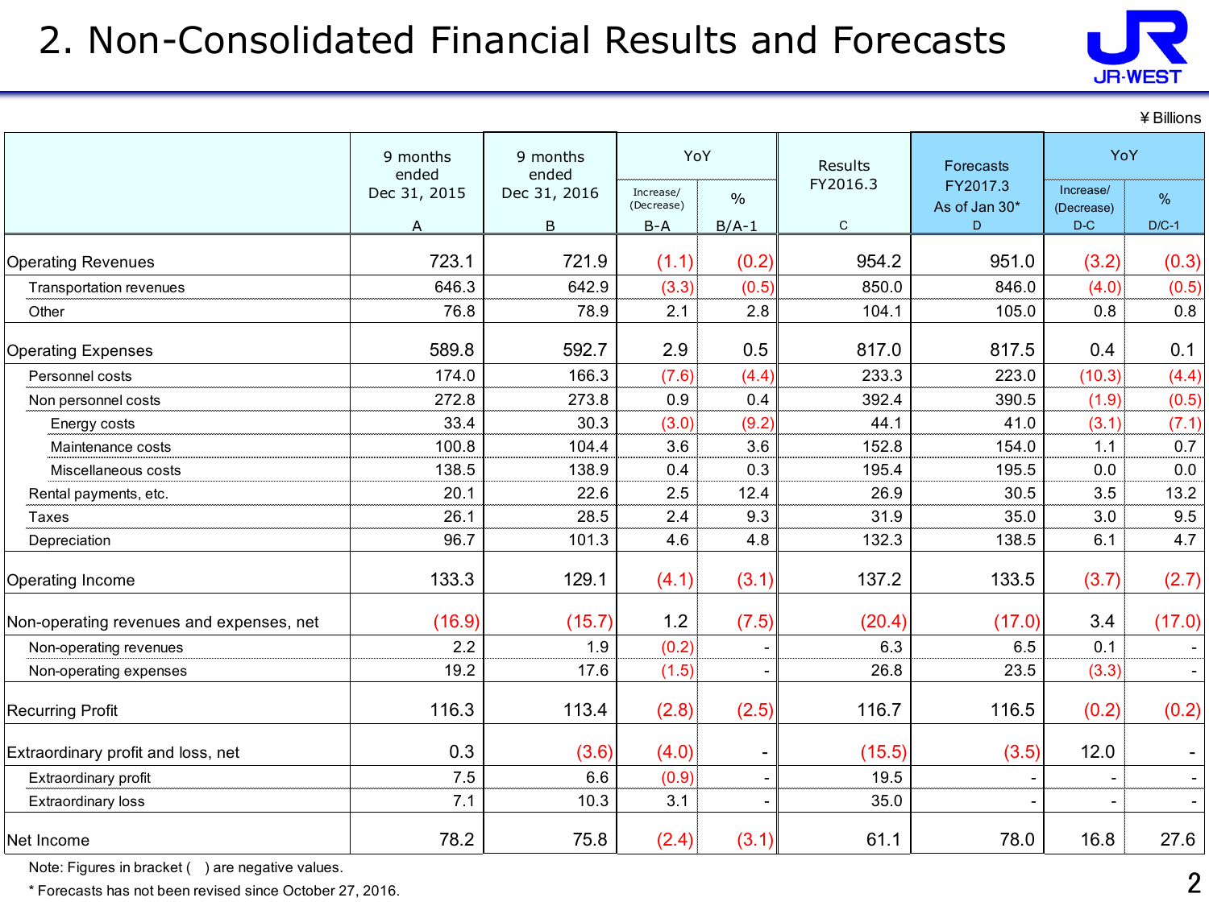# 2. Non-Consolidated Financial Results and Forecasts

¥ Billions

| | 9 months ended Dec 31, 2015 A | 9 months ended Dec 31, 2016 B | YoY | | Results FY2016.3 C | Forecasts FY2017.3 As of Jan 30* D | YoY | |
|---|---|---|---|---|---|---|---|---|
| | | | Increase/ (Decrease) B-A | % B/A-1 | | | Increase/ (Decrease) D-C | % D/C-1 |
| Operating Revenues | 723.1 | 721.9 | (1.1) | (0.2) | 954.2 | 951.0 | (3.2) | (0.3) |
| Transportation revenues | 646.3 | 642.9 | (3.3) | (0.5) | 850.0 | 846.0 | (4.0) | (0.5) |
| Other | 76.8 | 78.9 | 2.1 | 2.8 | 104.1 | 105.0 | 0.8 | 0.8 |
| Operating Expenses | 589.8 | 592.7 | 2.9 | 0.5 | 817.0 | 817.5 | 0.4 | 0.1 |
| Personnel costs | 174.0 | 166.3 | (7.6) | (4.4) | 233.3 | 223.0 | (10.3) | (4.4) |
| Non personnel costs | 272.8 | 273.8 | 0.9 | 0.4 | 392.4 | 390.5 | (1.9) | (0.5) |
| Energy costs | 33.4 | 30.3 | (3.0) | (9.2) | 44.1 | 41.0 | (3.1) | (7.1) |
| Maintenance costs | 100.8 | 104.4 | 3.6 | 3.6 | 152.8 | 154.0 | 1.1 | 0.7 |
| Miscellaneous costs | 138.5 | 138.9 | 0.4 | 0.3 | 195.4 | 195.5 | 0.0 | 0.0 |
| Rental payments, etc. | 20.1 | 22.6 | 2.5 | 12.4 | 26.9 | 30.5 | 3.5 | 13.2 |
| Taxes | 26.1 | 28.5 | 2.4 | 9.3 | 31.9 | 35.0 | 3.0 | 9.5 |
| Depreciation | 96.7 | 101.3 | 4.6 | 4.8 | 132.3 | 138.5 | 6.1 | 4.7 |
| Operating Income | 133.3 | 129.1 | (4.1) | (3.1) | 137.2 | 133.5 | (3.7) | (2.7) |
| Non-operating revenues and expenses, net | (16.9) | (15.7) | 1.2 | (7.5) | (20.4) | (17.0) | 3.4 | (17.0) |
| Non-operating revenues | 2.2 | 1.9 | (0.2) | - | 6.3 | 6.5 | 0.1 | - |
| Non-operating expenses | 19.2 | 17.6 | (1.5) | - | 26.8 | 23.5 | (3.3) | - |
| Recurring Profit | 116.3 | 113.4 | (2.8) | (2.5) | 116.7 | 116.5 | (0.2) | (0.2) |
| Extraordinary profit and loss, net | 0.3 | (3.6) | (4.0) | - | (15.5) | (3.5) | 12.0 | - |
| Extraordinary profit | 7.5 | 6.6 | (0.9) | - | 19.5 | - | - | - |
| Extraordinary loss | 7.1 | 10.3 | 3.1 | - | 35.0 | - | - | - |
| Net Income | 78.2 | 75.8 | (2.4) | (3.1) | 61.1 | 78.0 | 16.8 | 27.6 |

Note: Figures in bracket ( ) are negative values.

* Forecasts has not been revised since October 27, 2016.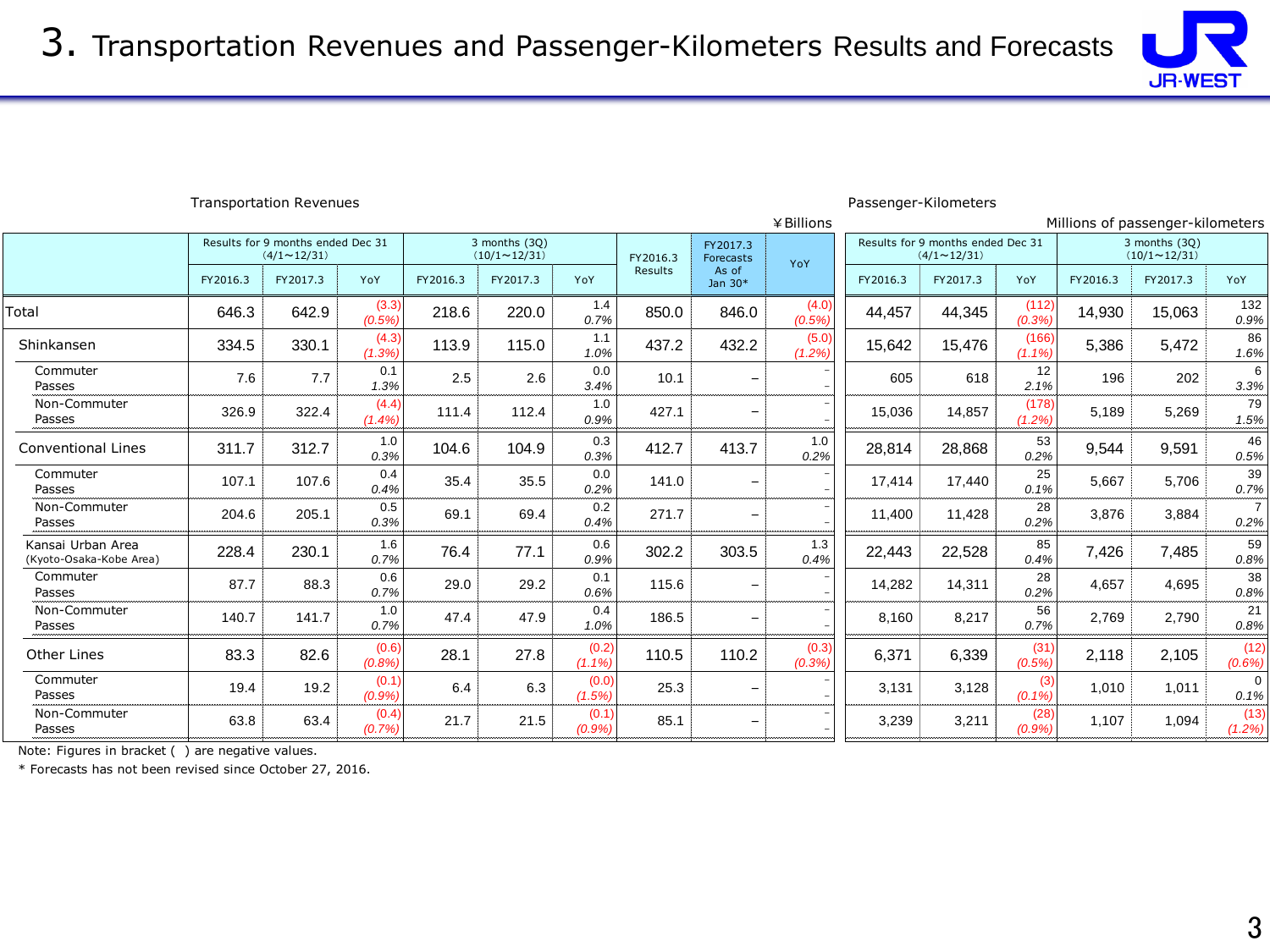# 3. Transportation Revenues and Passenger-Kilometers Results and Forecasts

Transportation Revenues

¥Billions

| | Results for 9 months ended Dec 31 (4/1～12/31) | | | 3 months (3Q) (10/1～12/31) | | | FY2016.3 Results | FY2017.3 Forecasts As of Jan 30* | YoY |
|---|---|---|---|---|---|---|---|---|---|
| | FY2016.3 | FY2017.3 | YoY | FY2016.3 | FY2017.3 | YoY | | | |
| Total | 646.3 | 642.9 | (3.3) (0.5%) | 218.6 | 220.0 | 1.4 0.7% | 850.0 | 846.0 | (4.0) (0.5%) |
| Shinkansen | 334.5 | 330.1 | (4.3) (1.3%) | 113.9 | 115.0 | 1.1 1.0% | 437.2 | 432.2 | (5.0) (1.2%) |
| Commuter Passes | 7.6 | 7.7 | 0.1 1.3% | 2.5 | 2.6 | 0.0 3.4% | 10.1 | – | – – |
| Non-Commuter Passes | 326.9 | 322.4 | (4.4) (1.4%) | 111.4 | 112.4 | 1.0 0.9% | 427.1 | – | – – |
| Conventional Lines | 311.7 | 312.7 | 1.0 0.3% | 104.6 | 104.9 | 0.3 0.3% | 412.7 | 413.7 | 1.0 0.2% |
| Commuter Passes | 107.1 | 107.6 | 0.4 0.4% | 35.4 | 35.5 | 0.0 0.2% | 141.0 | – | – – |
| Non-Commuter Passes | 204.6 | 205.1 | 0.5 0.3% | 69.1 | 69.4 | 0.2 0.4% | 271.7 | – | – – |
| Kansai Urban Area (Kyoto-Osaka-Kobe Area) | 228.4 | 230.1 | 1.6 0.7% | 76.4 | 77.1 | 0.6 0.9% | 302.2 | 303.5 | 1.3 0.4% |
| Commuter Passes | 87.7 | 88.3 | 0.6 0.7% | 29.0 | 29.2 | 0.1 0.6% | 115.6 | – | – – |
| Non-Commuter Passes | 140.7 | 141.7 | 1.0 0.7% | 47.4 | 47.9 | 0.4 1.0% | 186.5 | – | – – |
| Other Lines | 83.3 | 82.6 | (0.6) (0.8%) | 28.1 | 27.8 | (0.2) (1.1%) | 110.5 | 110.2 | (0.3) (0.3%) |
| Commuter Passes | 19.4 | 19.2 | (0.1) (0.9%) | 6.4 | 6.3 | (0.0) (1.5%) | 25.3 | – | – – |
| Non-Commuter Passes | 63.8 | 63.4 | (0.4) (0.7%) | 21.7 | 21.5 | (0.1) (0.9%) | 85.1 | – | – – |

Passenger-Kilometers

Millions of passenger-kilometers

| | Results for 9 months ended Dec 31 (4/1～12/31) | | | 3 months (3Q) (10/1～12/31) | | |
|---|---|---|---|---|---|---|
| | FY2016.3 | FY2017.3 | YoY | FY2016.3 | FY2017.3 | YoY |
| Total | 44,457 | 44,345 | (112) (0.3%) | 14,930 | 15,063 | 132 0.9% |
| Shinkansen | 15,642 | 15,476 | (166) (1.1%) | 5,386 | 5,472 | 86 1.6% |
| Commuter Passes | 605 | 618 | 12 2.1% | 196 | 202 | 6 3.3% |
| Non-Commuter Passes | 15,036 | 14,857 | (178) (1.2%) | 5,189 | 5,269 | 79 1.5% |
| Conventional Lines | 28,814 | 28,868 | 53 0.2% | 9,544 | 9,591 | 46 0.5% |
| Commuter Passes | 17,414 | 17,440 | 25 0.1% | 5,667 | 5,706 | 39 0.7% |
| Non-Commuter Passes | 11,400 | 11,428 | 28 0.2% | 3,876 | 3,884 | 7 0.2% |
| Kansai Urban Area (Kyoto-Osaka-Kobe Area) | 22,443 | 22,528 | 85 0.4% | 7,426 | 7,485 | 59 0.8% |
| Commuter Passes | 14,282 | 14,311 | 28 0.2% | 4,657 | 4,695 | 38 0.8% |
| Non-Commuter Passes | 8,160 | 8,217 | 56 0.7% | 2,769 | 2,790 | 21 0.8% |
| Other Lines | 6,371 | 6,339 | (31) (0.5%) | 2,118 | 2,105 | (12) (0.6%) |
| Commuter Passes | 3,131 | 3,128 | (3) (0.1%) | 1,010 | 1,011 | 0 0.1% |
| Non-Commuter Passes | 3,239 | 3,211 | (28) (0.9%) | 1,107 | 1,094 | (13) (1.2%) |

Note: Figures in bracket ( ) are negative values.

* Forecasts has not been revised since October 27, 2016.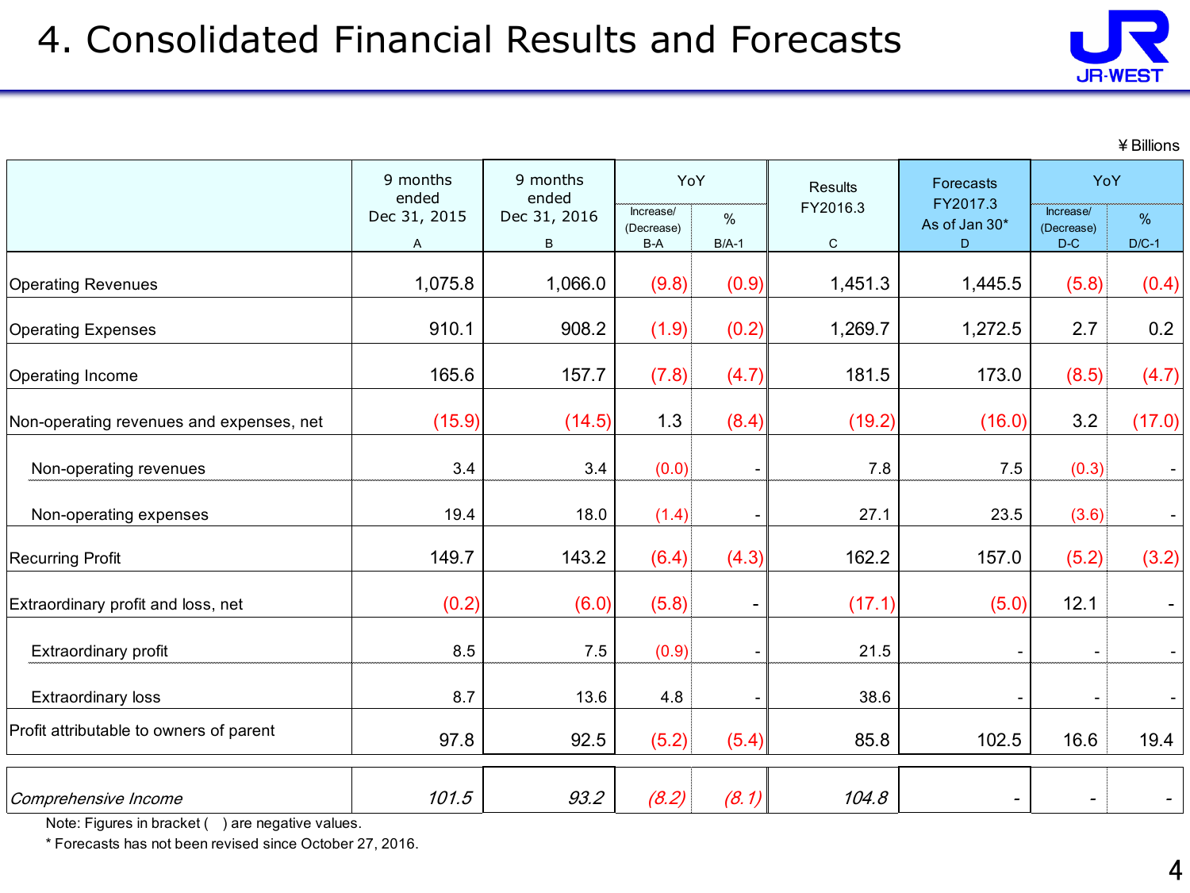# 4. Consolidated Financial Results and Forecasts

¥ Billions

| | 9 months ended Dec 31, 2015 A | 9 months ended Dec 31, 2016 B | YoY | | Results FY2016.3 C | Forecasts FY2017.3 As of Jan 30* D | YoY | |
|---|---|---|---|---|---|---|---|---|
| | | | Increase/ (Decrease) B-A | % B/A-1 | | | Increase/ (Decrease) D-C | % D/C-1 |
| Operating Revenues | 1,075.8 | 1,066.0 | (9.8) | (0.9) | 1,451.3 | 1,445.5 | (5.8) | (0.4) |
| Operating Expenses | 910.1 | 908.2 | (1.9) | (0.2) | 1,269.7 | 1,272.5 | 2.7 | 0.2 |
| Operating Income | 165.6 | 157.7 | (7.8) | (4.7) | 181.5 | 173.0 | (8.5) | (4.7) |
| Non-operating revenues and expenses, net | (15.9) | (14.5) | 1.3 | (8.4) | (19.2) | (16.0) | 3.2 | (17.0) |
| Non-operating revenues | 3.4 | 3.4 | (0.0) | - | 7.8 | 7.5 | (0.3) | - |
| Non-operating expenses | 19.4 | 18.0 | (1.4) | - | 27.1 | 23.5 | (3.6) | - |
| Recurring Profit | 149.7 | 143.2 | (6.4) | (4.3) | 162.2 | 157.0 | (5.2) | (3.2) |
| Extraordinary profit and loss, net | (0.2) | (6.0) | (5.8) | - | (17.1) | (5.0) | 12.1 | - |
| Extraordinary profit | 8.5 | 7.5 | (0.9) | - | 21.5 | - | - | - |
| Extraordinary loss | 8.7 | 13.6 | 4.8 | - | 38.6 | - | - | - |
| Profit attributable to owners of parent | 97.8 | 92.5 | (5.2) | (5.4) | 85.8 | 102.5 | 16.6 | 19.4 |
| *Comprehensive Income* | *101.5* | *93.2* | *(8.2)* | *(8.1)* | *104.8* | - | - | - |

Note: Figures in bracket ( ) are negative values.

\* Forecasts has not been revised since October 27, 2016.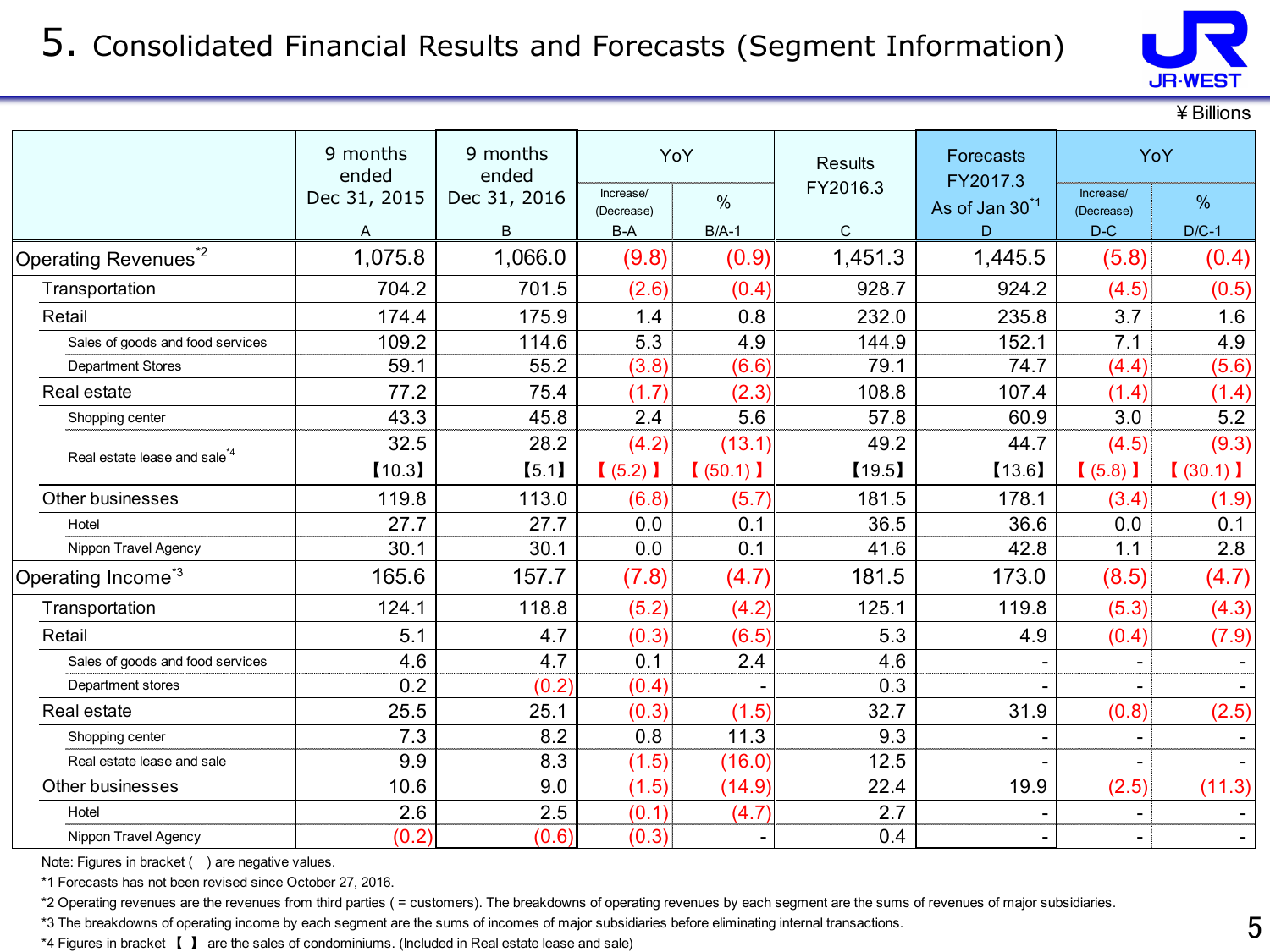# 5. Consolidated Financial Results and Forecasts (Segment Information)

¥ Billions

| | 9 months ended Dec 31, 2015 | 9 months ended Dec 31, 2016 | YoY | | Results FY2016.3 | Forecasts FY2017.3 As of Jan 30[*1] | YoY | |
|---|---|---|---|---|---|---|---|---|
| | | | Increase/ (Decrease) | % | | | Increase/ (Decrease) | % |
| | A | B | B-A | B/A-1 | C | D | D-C | D/C-1 |
| Operating Revenues[*2] | 1,075.8 | 1,066.0 | (9.8) | (0.9) | 1,451.3 | 1,445.5 | (5.8) | (0.4) |
| Transportation | 704.2 | 701.5 | (2.6) | (0.4) | 928.7 | 924.2 | (4.5) | (0.5) |
| Retail | 174.4 | 175.9 | 1.4 | 0.8 | 232.0 | 235.8 | 3.7 | 1.6 |
| Sales of goods and food services | 109.2 | 114.6 | 5.3 | 4.9 | 144.9 | 152.1 | 7.1 | 4.9 |
| Department Stores | 59.1 | 55.2 | (3.8) | (6.6) | 79.1 | 74.7 | (4.4) | (5.6) |
| Real estate | 77.2 | 75.4 | (1.7) | (2.3) | 108.8 | 107.4 | (1.4) | (1.4) |
| Shopping center | 43.3 | 45.8 | 2.4 | 5.6 | 57.8 | 60.9 | 3.0 | 5.2 |
| Real estate lease and sale[*4] | 32.5 | 28.2 | (4.2) | (13.1) | 49.2 | 44.7 | (4.5) | (9.3) |
| | 【10.3】 | 【5.1】 | 【(5.2)】 | 【(50.1)】 | 【19.5】 | 【13.6】 | 【(5.8)】 | 【(30.1)】 |
| Other businesses | 119.8 | 113.0 | (6.8) | (5.7) | 181.5 | 178.1 | (3.4) | (1.9) |
| Hotel | 27.7 | 27.7 | 0.0 | 0.1 | 36.5 | 36.6 | 0.0 | 0.1 |
| Nippon Travel Agency | 30.1 | 30.1 | 0.0 | 0.1 | 41.6 | 42.8 | 1.1 | 2.8 |
| Operating Income[*3] | 165.6 | 157.7 | (7.8) | (4.7) | 181.5 | 173.0 | (8.5) | (4.7) |
| Transportation | 124.1 | 118.8 | (5.2) | (4.2) | 125.1 | 119.8 | (5.3) | (4.3) |
| Retail | 5.1 | 4.7 | (0.3) | (6.5) | 5.3 | 4.9 | (0.4) | (7.9) |
| Sales of goods and food services | 4.6 | 4.7 | 0.1 | 2.4 | 4.6 | - | - | - |
| Department stores | 0.2 | (0.2) | (0.4) | - | 0.3 | - | - | - |
| Real estate | 25.5 | 25.1 | (0.3) | (1.5) | 32.7 | 31.9 | (0.8) | (2.5) |
| Shopping center | 7.3 | 8.2 | 0.8 | 11.3 | 9.3 | - | - | - |
| Real estate lease and sale | 9.9 | 8.3 | (1.5) | (16.0) | 12.5 | - | - | - |
| Other businesses | 10.6 | 9.0 | (1.5) | (14.9) | 22.4 | 19.9 | (2.5) | (11.3) |
| Hotel | 2.6 | 2.5 | (0.1) | (4.7) | 2.7 | - | - | - |
| Nippon Travel Agency | (0.2) | (0.6) | (0.3) | - | 0.4 | - | - | - |

Note: Figures in bracket ( ) are negative values.

*1 Forecasts has not been revised since October 27, 2016.

*2 Operating revenues are the revenues from third parties ( = customers). The breakdowns of operating revenues by each segment are the sums of revenues of major subsidiaries.

*3 The breakdowns of operating income by each segment are the sums of incomes of major subsidiaries before eliminating internal transactions.

*4 Figures in bracket 【 】 are the sales of condominiums. (Included in Real estate lease and sale)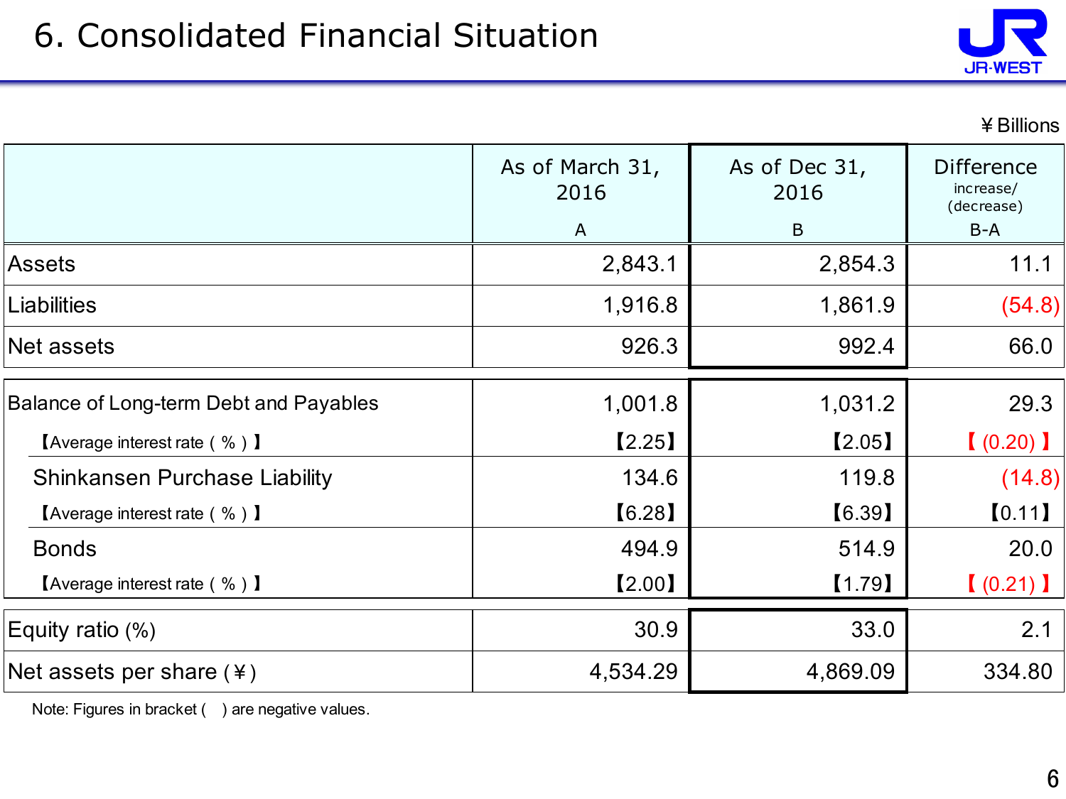# 6. Consolidated Financial Situation

¥Billions

| | As of March 31, 2016<br>A | As of Dec 31, 2016<br>B | Difference increase/(decrease)<br>B-A |
|---|---|---|---|
| Assets | 2,843.1 | 2,854.3 | 11.1 |
| Liabilities | 1,916.8 | 1,861.9 | (54.8) |
| Net assets | 926.3 | 992.4 | 66.0 |
| Balance of Long-term Debt and Payables | 1,001.8 | 1,031.2 | 29.3 |
| 【Average interest rate ( % ) 】 | 【2.25】 | 【2.05】 | 【 (0.20) 】 |
| Shinkansen Purchase Liability | 134.6 | 119.8 | (14.8) |
| 【Average interest rate ( % ) 】 | 【6.28】 | 【6.39】 | 【0.11】 |
| Bonds | 494.9 | 514.9 | 20.0 |
| 【Average interest rate ( % ) 】 | 【2.00】 | 【1.79】 | 【 (0.21) 】 |
| Equity ratio (%) | 30.9 | 33.0 | 2.1 |
| Net assets per share (¥) | 4,534.29 | 4,869.09 | 334.80 |

Note: Figures in bracket ( ) are negative values.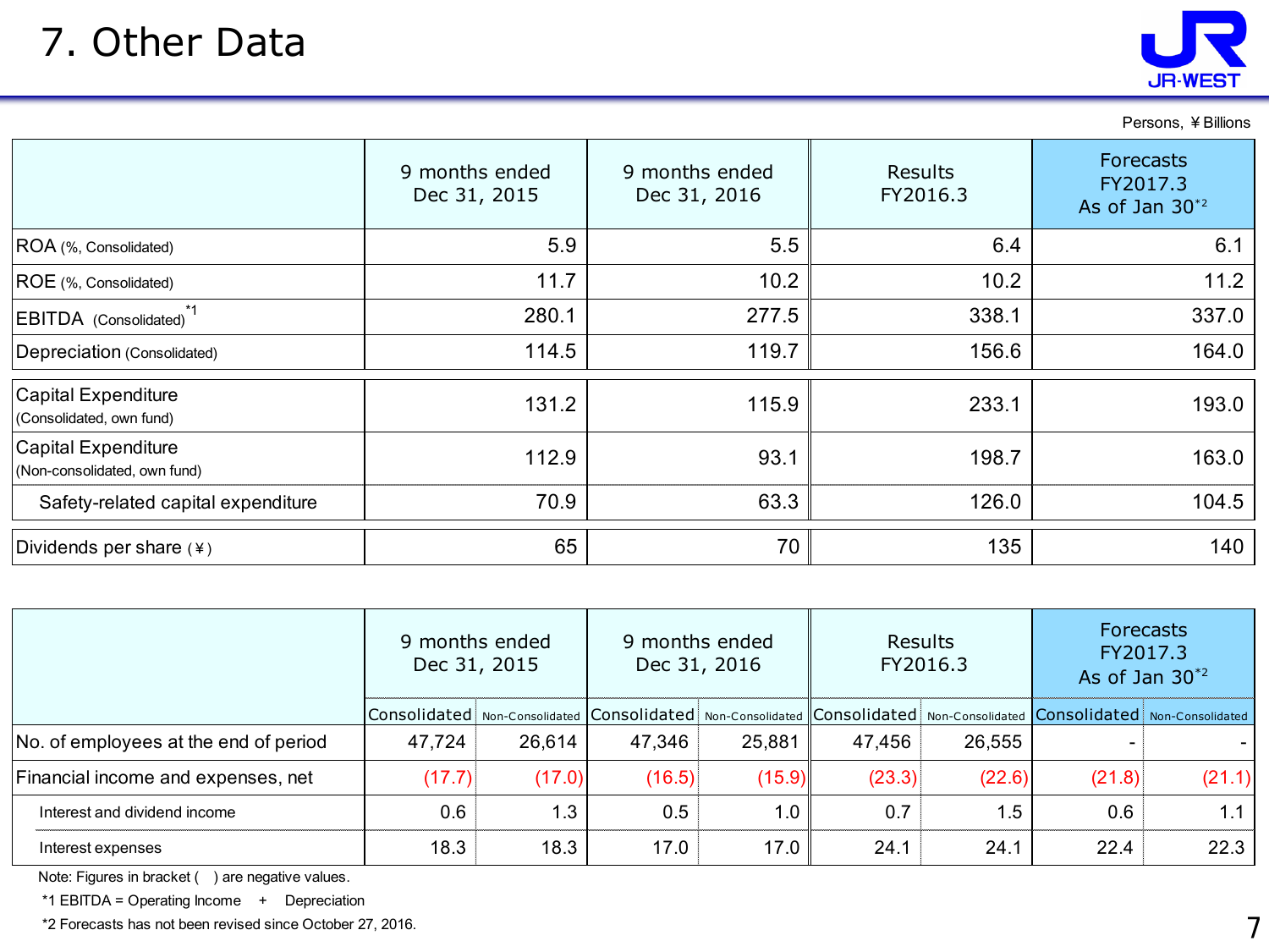# 7. Other Data

Persons, ¥Billions

| | 9 months ended Dec 31, 2015 | 9 months ended Dec 31, 2016 | Results FY2016.3 | Forecasts FY2017.3 As of Jan 30[*2] |
|---|---|---|---|---|
| ROA (%, Consolidated) | 5.9 | 5.5 | 6.4 | 6.1 |
| ROE (%, Consolidated) | 11.7 | 10.2 | 10.2 | 11.2 |
| EBITDA (Consolidated)[*1] | 280.1 | 277.5 | 338.1 | 337.0 |
| Depreciation (Consolidated) | 114.5 | 119.7 | 156.6 | 164.0 |
| Capital Expenditure (Consolidated, own fund) | 131.2 | 115.9 | 233.1 | 193.0 |
| Capital Expenditure (Non-consolidated, own fund) | 112.9 | 93.1 | 198.7 | 163.0 |
| Safety-related capital expenditure | 70.9 | 63.3 | 126.0 | 104.5 |
| Dividends per share (¥) | 65 | 70 | 135 | 140 |

| | 9 months ended Dec 31, 2015 | | 9 months ended Dec 31, 2016 | | Results FY2016.3 | | Forecasts FY2017.3 As of Jan 30[*2] | |
|---|---|---|---|---|---|---|---|---|
| | Consolidated | Non-Consolidated | Consolidated | Non-Consolidated | Consolidated | Non-Consolidated | Consolidated | Non-Consolidated |
| No. of employees at the end of period | 47,724 | 26,614 | 47,346 | 25,881 | 47,456 | 26,555 | - | - |
| Financial income and expenses, net | (17.7) | (17.0) | (16.5) | (15.9) | (23.3) | (22.6) | (21.8) | (21.1) |
| Interest and dividend income | 0.6 | 1.3 | 0.5 | 1.0 | 0.7 | 1.5 | 0.6 | 1.1 |
| Interest expenses | 18.3 | 18.3 | 17.0 | 17.0 | 24.1 | 24.1 | 22.4 | 22.3 |

Note: Figures in bracket ( ) are negative values.

*1 EBITDA = Operating Income + Depreciation

*2 Forecasts has not been revised since October 27, 2016.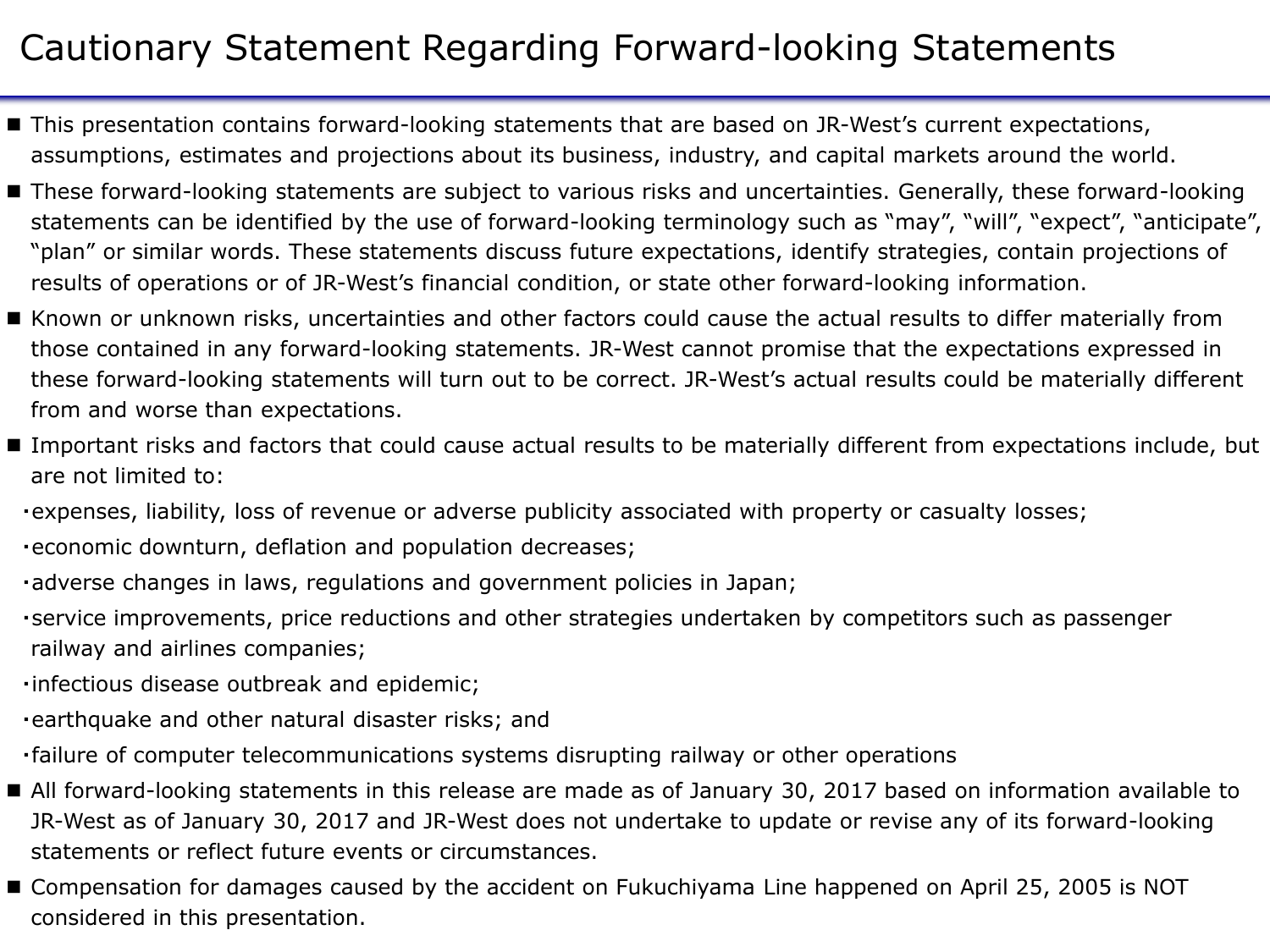# Cautionary Statement Regarding Forward-looking Statements

- This presentation contains forward-looking statements that are based on JR-West's current expectations, assumptions, estimates and projections about its business, industry, and capital markets around the world.
- These forward-looking statements are subject to various risks and uncertainties. Generally, these forward-looking statements can be identified by the use of forward-looking terminology such as "may", "will", "expect", "anticipate", "plan" or similar words. These statements discuss future expectations, identify strategies, contain projections of results of operations or of JR-West's financial condition, or state other forward-looking information.
- Known or unknown risks, uncertainties and other factors could cause the actual results to differ materially from those contained in any forward-looking statements. JR-West cannot promise that the expectations expressed in these forward-looking statements will turn out to be correct. JR-West's actual results could be materially different from and worse than expectations.
- Important risks and factors that could cause actual results to be materially different from expectations include, but are not limited to:
  - expenses, liability, loss of revenue or adverse publicity associated with property or casualty losses;
  - economic downturn, deflation and population decreases;
  - adverse changes in laws, regulations and government policies in Japan;
  - service improvements, price reductions and other strategies undertaken by competitors such as passenger railway and airlines companies;
  - infectious disease outbreak and epidemic;
  - earthquake and other natural disaster risks; and
  - failure of computer telecommunications systems disrupting railway or other operations
- All forward-looking statements in this release are made as of January 30, 2017 based on information available to JR-West as of January 30, 2017 and JR-West does not undertake to update or revise any of its forward-looking statements or reflect future events or circumstances.
- Compensation for damages caused by the accident on Fukuchiyama Line happened on April 25, 2005 is NOT considered in this presentation.